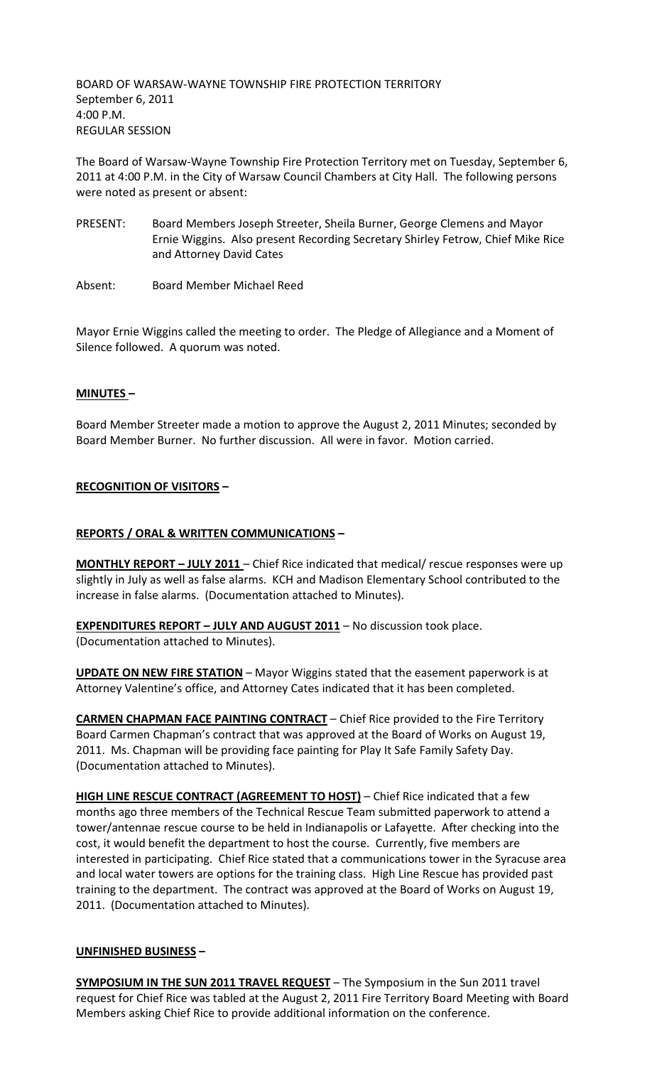BOARD OF WARSAW-WAYNE TOWNSHIP FIRE PROTECTION TERRITORY
September 6, 2011
4:00 P.M.
REGULAR SESSION

The Board of Warsaw-Wayne Township Fire Protection Territory met on Tuesday, September 6, 2011 at 4:00 P.M. in the City of Warsaw Council Chambers at City Hall. The following persons were noted as present or absent:

PRESENT: Board Members Joseph Streeter, Sheila Burner, George Clemens and Mayor Ernie Wiggins. Also present Recording Secretary Shirley Fetrow, Chief Mike Rice and Attorney David Cates

Absent: Board Member Michael Reed

Mayor Ernie Wiggins called the meeting to order. The Pledge of Allegiance and a Moment of Silence followed. A quorum was noted.

**MINUTES –**

Board Member Streeter made a motion to approve the August 2, 2011 Minutes; seconded by Board Member Burner. No further discussion. All were in favor. Motion carried.

**RECOGNITION OF VISITORS –**

**REPORTS / ORAL & WRITTEN COMMUNICATIONS –**

**MONTHLY REPORT – JULY 2011** – Chief Rice indicated that medical/ rescue responses were up slightly in July as well as false alarms. KCH and Madison Elementary School contributed to the increase in false alarms. (Documentation attached to Minutes).

**EXPENDITURES REPORT – JULY AND AUGUST 2011** – No discussion took place. (Documentation attached to Minutes).

**UPDATE ON NEW FIRE STATION** – Mayor Wiggins stated that the easement paperwork is at Attorney Valentine's office, and Attorney Cates indicated that it has been completed.

**CARMEN CHAPMAN FACE PAINTING CONTRACT** – Chief Rice provided to the Fire Territory Board Carmen Chapman's contract that was approved at the Board of Works on August 19, 2011. Ms. Chapman will be providing face painting for Play It Safe Family Safety Day. (Documentation attached to Minutes).

**HIGH LINE RESCUE CONTRACT (AGREEMENT TO HOST)** – Chief Rice indicated that a few months ago three members of the Technical Rescue Team submitted paperwork to attend a tower/antennae rescue course to be held in Indianapolis or Lafayette. After checking into the cost, it would benefit the department to host the course. Currently, five members are interested in participating. Chief Rice stated that a communications tower in the Syracuse area and local water towers are options for the training class. High Line Rescue has provided past training to the department. The contract was approved at the Board of Works on August 19, 2011. (Documentation attached to Minutes).

**UNFINISHED BUSINESS –**

**SYMPOSIUM IN THE SUN 2011 TRAVEL REQUEST** – The Symposium in the Sun 2011 travel request for Chief Rice was tabled at the August 2, 2011 Fire Territory Board Meeting with Board Members asking Chief Rice to provide additional information on the conference.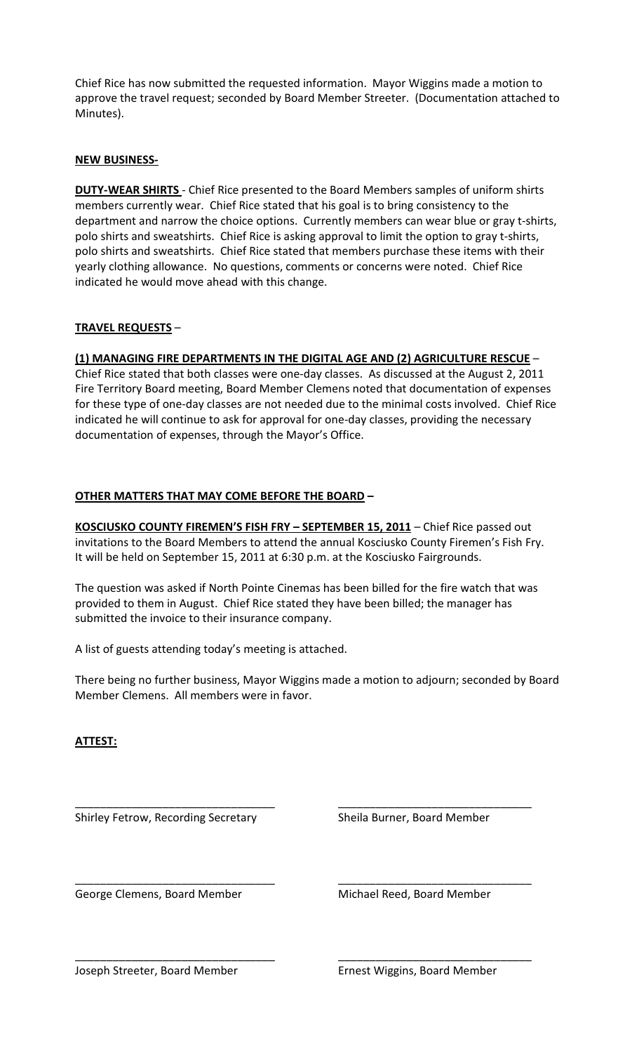Chief Rice has now submitted the requested information. Mayor Wiggins made a motion to approve the travel request; seconded by Board Member Streeter. (Documentation attached to Minutes).

**NEW BUSINESS-**

**DUTY-WEAR SHIRTS** - Chief Rice presented to the Board Members samples of uniform shirts members currently wear. Chief Rice stated that his goal is to bring consistency to the department and narrow the choice options. Currently members can wear blue or gray t-shirts, polo shirts and sweatshirts. Chief Rice is asking approval to limit the option to gray t-shirts, polo shirts and sweatshirts. Chief Rice stated that members purchase these items with their yearly clothing allowance. No questions, comments or concerns were noted. Chief Rice indicated he would move ahead with this change.

**TRAVEL REQUESTS** –

**(1) MANAGING FIRE DEPARTMENTS IN THE DIGITAL AGE AND (2) AGRICULTURE RESCUE** – Chief Rice stated that both classes were one-day classes. As discussed at the August 2, 2011 Fire Territory Board meeting, Board Member Clemens noted that documentation of expenses for these type of one-day classes are not needed due to the minimal costs involved. Chief Rice indicated he will continue to ask for approval for one-day classes, providing the necessary documentation of expenses, through the Mayor's Office.

**OTHER MATTERS THAT MAY COME BEFORE THE BOARD –**

**KOSCIUSKO COUNTY FIREMEN'S FISH FRY – SEPTEMBER 15, 2011** – Chief Rice passed out invitations to the Board Members to attend the annual Kosciusko County Firemen's Fish Fry. It will be held on September 15, 2011 at 6:30 p.m. at the Kosciusko Fairgrounds.

The question was asked if North Pointe Cinemas has been billed for the fire watch that was provided to them in August. Chief Rice stated they have been billed; the manager has submitted the invoice to their insurance company.

A list of guests attending today's meeting is attached.

There being no further business, Mayor Wiggins made a motion to adjourn; seconded by Board Member Clemens. All members were in favor.

**ATTEST:**

\_\_\_\_\_\_\_\_\_\_\_\_\_\_\_\_\_\_\_\_\_\_\_\_\_\_\_\_\_\_\_\_
Shirley Fetrow, Recording Secretary

\_\_\_\_\_\_\_\_\_\_\_\_\_\_\_\_\_\_\_\_\_\_\_\_\_\_\_\_\_\_\_\_
Sheila Burner, Board Member

\_\_\_\_\_\_\_\_\_\_\_\_\_\_\_\_\_\_\_\_\_\_\_\_\_\_\_\_\_\_\_\_
George Clemens, Board Member

\_\_\_\_\_\_\_\_\_\_\_\_\_\_\_\_\_\_\_\_\_\_\_\_\_\_\_\_\_\_\_\_
Michael Reed, Board Member

\_\_\_\_\_\_\_\_\_\_\_\_\_\_\_\_\_\_\_\_\_\_\_\_\_\_\_\_\_\_\_\_
Joseph Streeter, Board Member

\_\_\_\_\_\_\_\_\_\_\_\_\_\_\_\_\_\_\_\_\_\_\_\_\_\_\_\_\_\_\_\_
Ernest Wiggins, Board Member